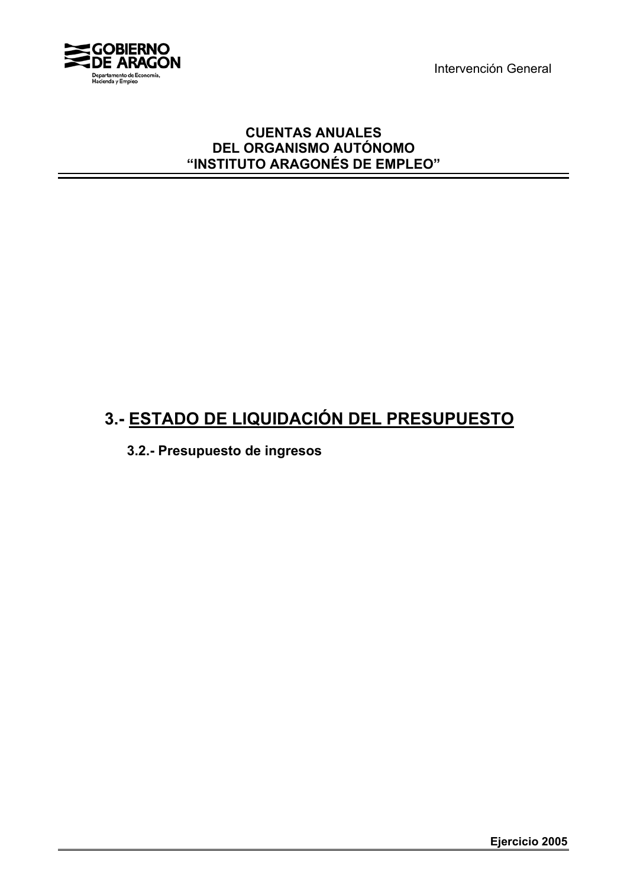**CUENTAS ANUALES**
**DEL ORGANISMO AUTÓNOMO**
**“INSTITUTO ARAGONÉS DE EMPLEO”**

# 3.- ESTADO DE LIQUIDACIÓN DEL PRESUPUESTO

## 3.2.- Presupuesto de ingresos

**Ejercicio 2005**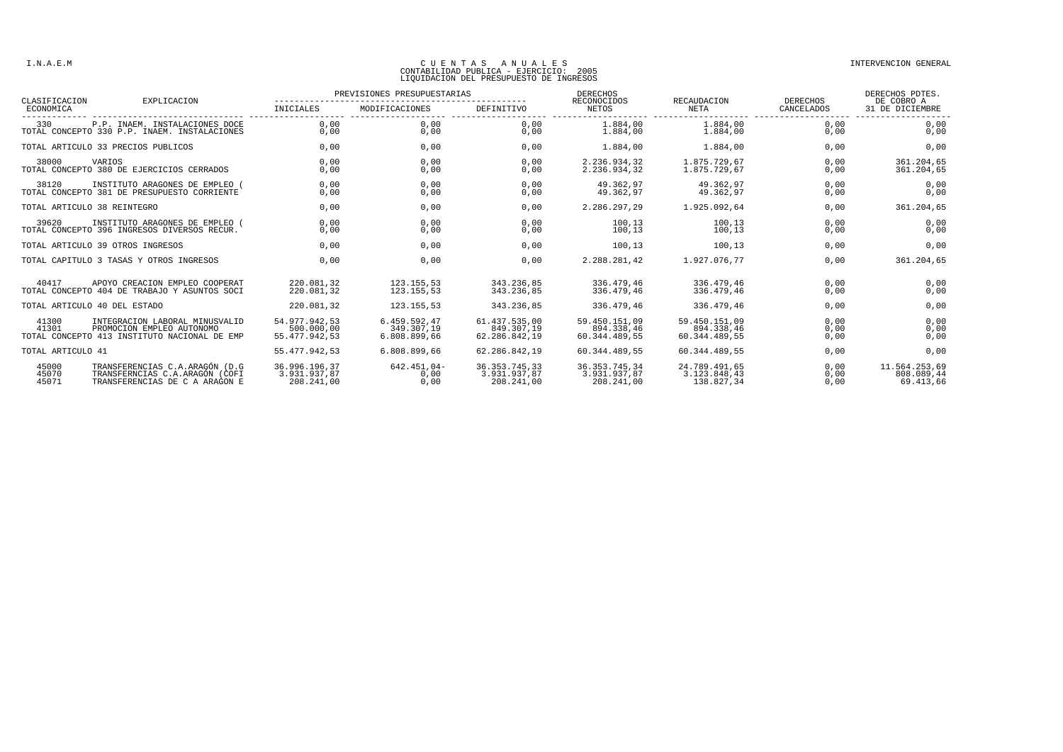# CUENTAS ANUALES
## CONTABILIDAD PUBLICA - EJERCICIO: 2005
## LIQUIDACION DEL PRESUPUESTO DE INGRESOS

| CLASIFICACION ECONOMICA | EXPLICACION | PREVISIONES PRESUPUESTARIAS INICIALES | MODIFICACIONES | DEFINITIVO | DERECHOS RECONOCIDOS NETOS | RECAUDACION NETA | DERECHOS CANCELADOS | DERECHOS PDTES. DE COBRO A 31 DE DICIEMBRE |
|---|---|---|---|---|---|---|---|---|
| 330 | P.P. INAEM. INSTALACIONES DOCE | 0,00 | 0,00 | 0,00 | 1.884,00 | 1.884,00 | 0,00 | 0,00 |
| TOTAL CONCEPTO 330 P.P. INAEM. INSTALACIONES | | 0,00 | 0,00 | 0,00 | 1.884,00 | 1.884,00 | 0,00 | 0,00 |
| TOTAL ARTICULO 33 PRECIOS PUBLICOS | | 0,00 | 0,00 | 0,00 | 1.884,00 | 1.884,00 | 0,00 | 0,00 |
| 38000 | VARIOS | 0,00 | 0,00 | 0,00 | 2.236.934,32 | 1.875.729,67 | 0,00 | 361.204,65 |
| TOTAL CONCEPTO 380 DE EJERCICIOS CERRADOS | | 0,00 | 0,00 | 0,00 | 2.236.934,32 | 1.875.729,67 | 0,00 | 361.204,65 |
| 38120 | INSTITUTO ARAGONES DE EMPLEO ( | 0,00 | 0,00 | 0,00 | 49.362,97 | 49.362,97 | 0,00 | 0,00 |
| TOTAL CONCEPTO 381 DE PRESUPUESTO CORRIENTE | | 0,00 | 0,00 | 0,00 | 49.362,97 | 49.362,97 | 0,00 | 0,00 |
| TOTAL ARTICULO 38 REINTEGRO | | 0,00 | 0,00 | 0,00 | 2.286.297,29 | 1.925.092,64 | 0,00 | 361.204,65 |
| 39620 | INSTITUTO ARAGONES DE EMPLEO ( | 0,00 | 0,00 | 0,00 | 100,13 | 100,13 | 0,00 | 0,00 |
| TOTAL CONCEPTO 396 INGRESOS DIVERSOS RECUR. | | 0,00 | 0,00 | 0,00 | 100,13 | 100,13 | 0,00 | 0,00 |
| TOTAL ARTICULO 39 OTROS INGRESOS | | 0,00 | 0,00 | 0,00 | 100,13 | 100,13 | 0,00 | 0,00 |
| TOTAL CAPITULO 3 TASAS Y OTROS INGRESOS | | 0,00 | 0,00 | 0,00 | 2.288.281,42 | 1.927.076,77 | 0,00 | 361.204,65 |
| 40417 | APOYO CREACION EMPLEO COOPERAT | 220.081,32 | 123.155,53 | 343.236,85 | 336.479,46 | 336.479,46 | 0,00 | 0,00 |
| TOTAL CONCEPTO 404 DE TRABAJO Y ASUNTOS SOCI | | 220.081,32 | 123.155,53 | 343.236,85 | 336.479,46 | 336.479,46 | 0,00 | 0,00 |
| TOTAL ARTICULO 40 DEL ESTADO | | 220.081,32 | 123.155,53 | 343.236,85 | 336.479,46 | 336.479,46 | 0,00 | 0,00 |
| 41300 | INTEGRACION LABORAL MINUSVALID | 54.977.942,53 | 6.459.592,47 | 61.437.535,00 | 59.450.151,09 | 59.450.151,09 | 0,00 | 0,00 |
| 41301 | PROMOCION EMPLEO AUTONOMO | 500.000,00 | 349.307,19 | 849.307,19 | 894.338,46 | 894.338,46 | 0,00 | 0,00 |
| TOTAL CONCEPTO 413 INSTITUTO NACIONAL DE EMP | | 55.477.942,53 | 6.808.899,66 | 62.286.842,19 | 60.344.489,55 | 60.344.489,55 | 0,00 | 0,00 |
| TOTAL ARTICULO 41 | | 55.477.942,53 | 6.808.899,66 | 62.286.842,19 | 60.344.489,55 | 60.344.489,55 | 0,00 | 0,00 |
| 45000 | TRANSFERENCIAS C.A.ARAGÓN (D.G | 36.996.196,37 | 642.451,04- | 36.353.745,33 | 36.353.745,34 | 24.789.491,65 | 0,00 | 11.564.253,69 |
| 45070 | TRANSFERNCIAS C.A.ARAGÓN (COFI | 3.931.937,87 | 0,00 | 3.931.937,87 | 3.931.937,87 | 3.123.848,43 | 0,00 | 808.089,44 |
| 45071 | TRANSFERENCIAS DE C A ARAGON E | 208.241,00 | 0,00 | 208.241,00 | 208.241,00 | 138.827,34 | 0,00 | 69.413,66 |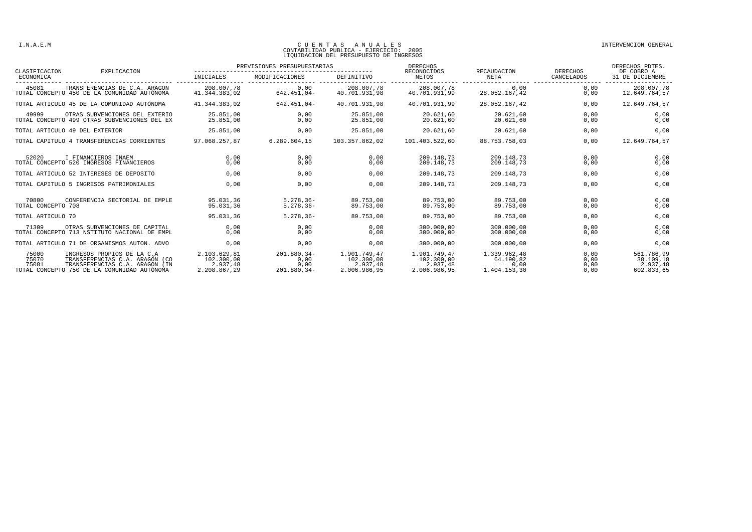I.N.A.E.M

# CUENTAS ANUALES
## CONTABILIDAD PUBLICA - EJERCICIO: 2005
## LIQUIDACION DEL PRESUPUESTO DE INGRESOS

INTERVENCION GENERAL

| CLASIFICACION ECONOMICA | EXPLICACION | PREVISIONES PRESUPUESTARIAS INICIALES | MODIFICACIONES | DEFINITIVO | DERECHOS RECONOCIDOS NETOS | RECAUDACION NETA | DERECHOS CANCELADOS | DERECHOS PDTES. DE COBRO A 31 DE DICIEMBRE |
|---|---|---|---|---|---|---|---|---|
| 45081 | TRANSFERENCIAS DE C.A. ARAGON | 208.007,78 | 0,00 | 208.007,78 | 208.007,78 | 0,00 | 0,00 | 208.007,78 |
| TOTAL CONCEPTO 450 DE LA COMUNIDAD AUTÓNOMA | | 41.344.383,02 | 642.451,04- | 40.701.931,98 | 40.701.931,99 | 28.052.167,42 | 0,00 | 12.649.764,57 |
| TOTAL ARTICULO 45 DE LA COMUNIDAD AUTÓNOMA | | 41.344.383,02 | 642.451,04- | 40.701.931,98 | 40.701.931,99 | 28.052.167,42 | 0,00 | 12.649.764,57 |
| 49999 | OTRAS SUBVENCIONES DEL EXTERIO | 25.851,00 | 0,00 | 25.851,00 | 20.621,60 | 20.621,60 | 0,00 | 0,00 |
| TOTAL CONCEPTO 499 OTRAS SUBVENCIONES DEL EX | | 25.851,00 | 0,00 | 25.851,00 | 20.621,60 | 20.621,60 | 0,00 | 0,00 |
| TOTAL ARTICULO 49 DEL EXTERIOR | | 25.851,00 | 0,00 | 25.851,00 | 20.621,60 | 20.621,60 | 0,00 | 0,00 |
| TOTAL CAPITULO 4 TRANSFERENCIAS CORRIENTES | | 97.068.257,87 | 6.289.604,15 | 103.357.862,02 | 101.403.522,60 | 88.753.758,03 | 0,00 | 12.649.764,57 |
| 52020 | I FINANCIEROS INAEM | 0,00 | 0,00 | 0,00 | 209.148,73 | 209.148,73 | 0,00 | 0,00 |
| TOTAL CONCEPTO 520 INGRESOS FINANCIEROS | | 0,00 | 0,00 | 0,00 | 209.148,73 | 209.148,73 | 0,00 | 0,00 |
| TOTAL ARTICULO 52 INTERESES DE DEPOSITO | | 0,00 | 0,00 | 0,00 | 209.148,73 | 209.148,73 | 0,00 | 0,00 |
| TOTAL CAPITULO 5 INGRESOS PATRIMONIALES | | 0,00 | 0,00 | 0,00 | 209.148,73 | 209.148,73 | 0,00 | 0,00 |
| 70800 | CONFERENCIA SECTORIAL DE EMPLE | 95.031,36 | 5.278,36- | 89.753,00 | 89.753,00 | 89.753,00 | 0,00 | 0,00 |
| TOTAL CONCEPTO 708 | | 95.031,36 | 5.278,36- | 89.753,00 | 89.753,00 | 89.753,00 | 0,00 | 0,00 |
| TOTAL ARTICULO 70 | | 95.031,36 | 5.278,36- | 89.753,00 | 89.753,00 | 89.753,00 | 0,00 | 0,00 |
| 71309 | OTRAS SUBVENCIONES DE CAPITAL | 0,00 | 0,00 | 0,00 | 300.000,00 | 300.000,00 | 0,00 | 0,00 |
| TOTAL CONCEPTO 713 NSTITUTO NACIONAL DE EMPL | | 0,00 | 0,00 | 0,00 | 300.000,00 | 300.000,00 | 0,00 | 0,00 |
| TOTAL ARTICULO 71 DE ORGANISMOS AUTON. ADVO | | 0,00 | 0,00 | 0,00 | 300.000,00 | 300.000,00 | 0,00 | 0,00 |
| 75000 | INGRESOS PROPIOS DE LA C.A | 2.103.629,81 | 201.880,34- | 1.901.749,47 | 1.901.749,47 | 1.339.962,48 | 0,00 | 561.786,99 |
| 75070 | TRANSFERENCIAS C.A. ARAGÓN (CO | 102.300,00 | 0,00 | 102.300,00 | 102.300,00 | 64.190,82 | 0,00 | 38.109,18 |
| 75081 | TRANSFERENCIAS C.A. ARAGON (IN | 2.937,48 | 0,00 | 2.937,48 | 2.937,48 | 0,00 | 0,00 | 2.937,48 |
| TOTAL CONCEPTO 750 DE LA COMUNIDAD AUTÓNOMA | | 2.208.867,29 | 201.880,34- | 2.006.986,95 | 2.006.986,95 | 1.404.153,30 | 0,00 | 602.833,65 |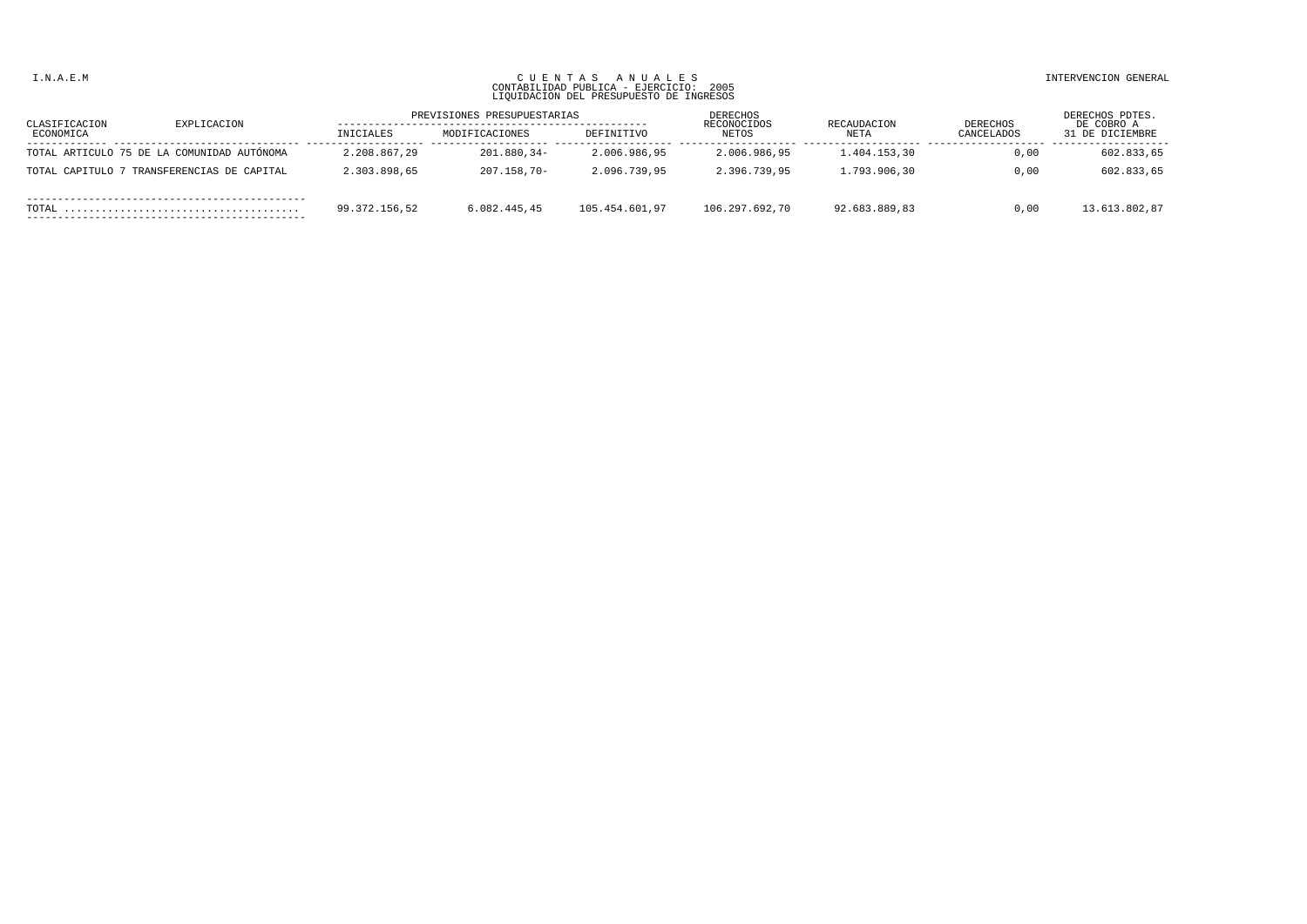| CLASIFICACION ECONOMICA | EXPLICACION | PREVISIONES PRESUPUESTARIAS INICIALES | MODIFICACIONES | DEFINITIVO | DERECHOS RECONOCIDOS NETOS | RECAUDACION NETA | DERECHOS CANCELADOS | DERECHOS PDTES. DE COBRO A 31 DE DICIEMBRE |
|---|---|---|---|---|---|---|---|---|
| TOTAL ARTICULO 75 | DE LA COMUNIDAD AUTÓNOMA | 2.208.867,29 | 201.880,34- | 2.006.986,95 | 2.006.986,95 | 1.404.153,30 | 0,00 | 602.833,65 |
| TOTAL CAPITULO 7 | TRANSFERENCIAS DE CAPITAL | 2.303.898,65 | 207.158,70- | 2.096.739,95 | 2.396.739,95 | 1.793.906,30 | 0,00 | 602.833,65 |
| TOTAL ....................................... | | 99.372.156,52 | 6.082.445,45 | 105.454.601,97 | 106.297.692,70 | 92.683.889,83 | 0,00 | 13.613.802,87 |